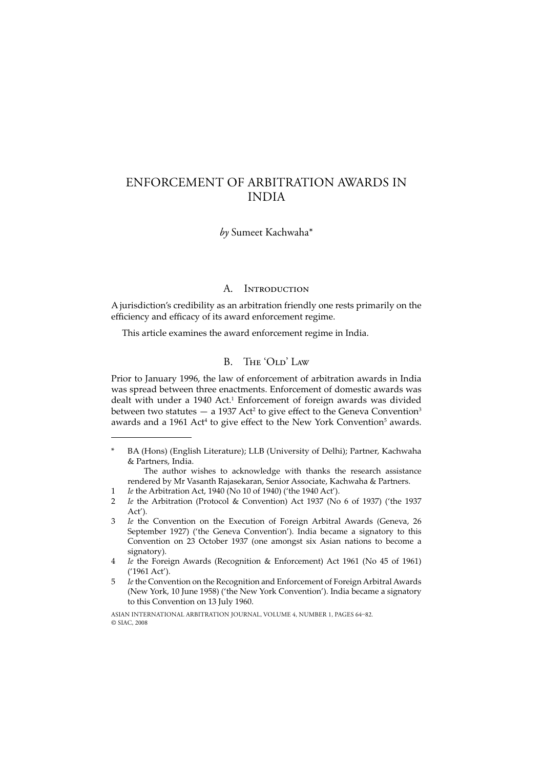# ENFORCEMENT OF ARBITRATION AWARDS IN INDIA

*by* Sumeet Kachwaha*

## A. Introduction

A jurisdiction's credibility as an arbitration friendly one rests primarily on the efficiency and efficacy of its award enforcement regime.

This article examines the award enforcement regime in India.

## B. The 'Old' Law

Prior to January 1996, the law of enforcement of arbitration awards in India was spread between three enactments. Enforcement of domestic awards was dealt with under a 1940 Act.[1] Enforcement of foreign awards was divided between two statutes — a 1937 Act[2] to give effect to the Geneva Convention[3] awards and a 1961 Act[4] to give effect to the New York Convention[5] awards.

---

\* BA (Hons) (English Literature); LLB (University of Delhi); Partner, Kachwaha & Partners, India.

The author wishes to acknowledge with thanks the research assistance rendered by Mr Vasanth Rajasekaran, Senior Associate, Kachwaha & Partners.

1 *Ie* the Arbitration Act, 1940 (No 10 of 1940) ('the 1940 Act').

2 *Ie* the Arbitration (Protocol & Convention) Act 1937 (No 6 of 1937) ('the 1937 Act').

3 *Ie* the Convention on the Execution of Foreign Arbitral Awards (Geneva, 26 September 1927) ('the Geneva Convention'). India became a signatory to this Convention on 23 October 1937 (one amongst six Asian nations to become a signatory).

4 *Ie* the Foreign Awards (Recognition & Enforcement) Act 1961 (No 45 of 1961) ('1961 Act').

5 *Ie* the Convention on the Recognition and Enforcement of Foreign Arbitral Awards (New York, 10 June 1958) ('the New York Convention'). India became a signatory to this Convention on 13 July 1960.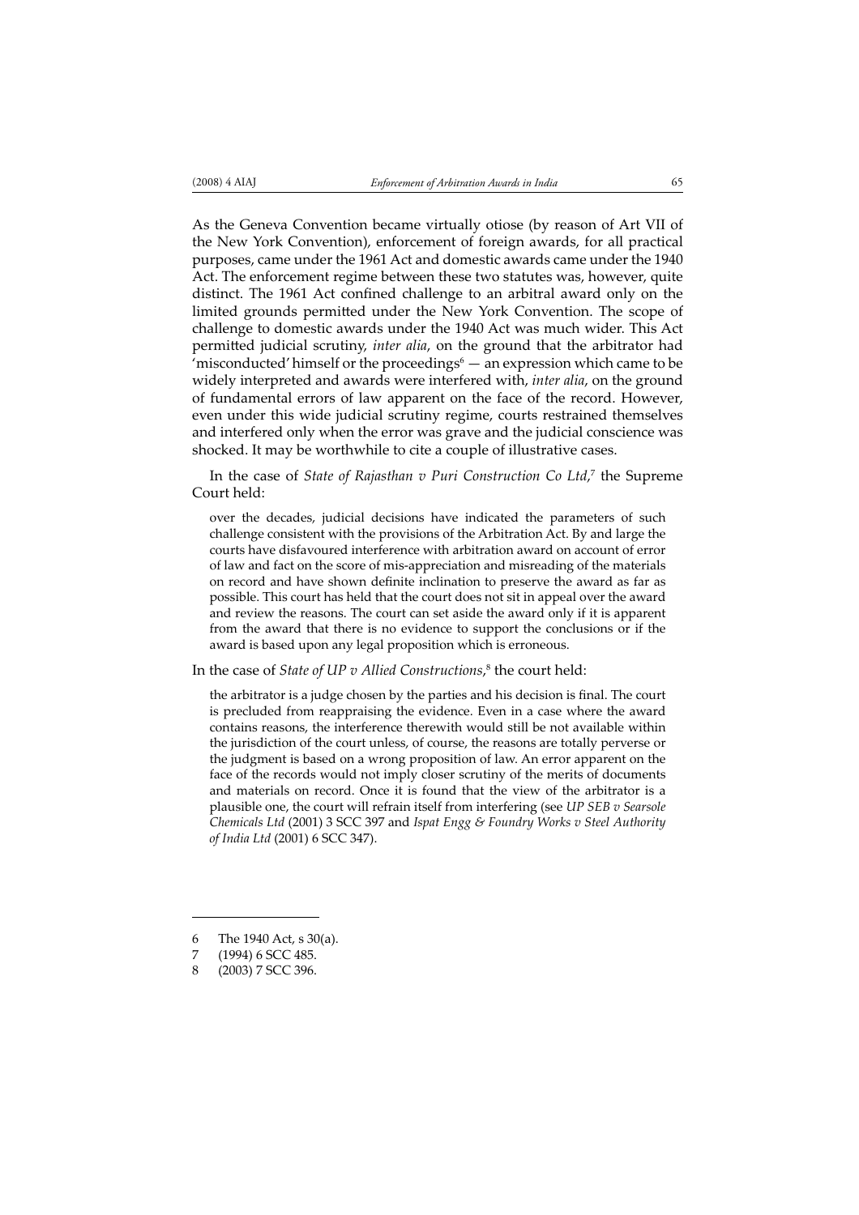As the Geneva Convention became virtually otiose (by reason of Art VII of the New York Convention), enforcement of foreign awards, for all practical purposes, came under the 1961 Act and domestic awards came under the 1940 Act. The enforcement regime between these two statutes was, however, quite distinct. The 1961 Act confined challenge to an arbitral award only on the limited grounds permitted under the New York Convention. The scope of challenge to domestic awards under the 1940 Act was much wider. This Act permitted judicial scrutiny, *inter alia*, on the ground that the arbitrator had 'misconducted' himself or the proceedings[6] — an expression which came to be widely interpreted and awards were interfered with, *inter alia*, on the ground of fundamental errors of law apparent on the face of the record. However, even under this wide judicial scrutiny regime, courts restrained themselves and interfered only when the error was grave and the judicial conscience was shocked. It may be worthwhile to cite a couple of illustrative cases.

In the case of *State of Rajasthan v Puri Construction Co Ltd*,[7] the Supreme Court held:

> over the decades, judicial decisions have indicated the parameters of such challenge consistent with the provisions of the Arbitration Act. By and large the courts have disfavoured interference with arbitration award on account of error of law and fact on the score of mis-appreciation and misreading of the materials on record and have shown definite inclination to preserve the award as far as possible. This court has held that the court does not sit in appeal over the award and review the reasons. The court can set aside the award only if it is apparent from the award that there is no evidence to support the conclusions or if the award is based upon any legal proposition which is erroneous.

In the case of *State of UP v Allied Constructions*,[8] the court held:

> the arbitrator is a judge chosen by the parties and his decision is final. The court is precluded from reappraising the evidence. Even in a case where the award contains reasons, the interference therewith would still be not available within the jurisdiction of the court unless, of course, the reasons are totally perverse or the judgment is based on a wrong proposition of law. An error apparent on the face of the records would not imply closer scrutiny of the merits of documents and materials on record. Once it is found that the view of the arbitrator is a plausible one, the court will refrain itself from interfering (see *UP SEB v Searsole Chemicals Ltd* (2001) 3 SCC 397 and *Ispat Engg & Foundry Works v Steel Authority of India Ltd* (2001) 6 SCC 347).

---

6 The 1940 Act, s 30(a).

7 (1994) 6 SCC 485.

8 (2003) 7 SCC 396.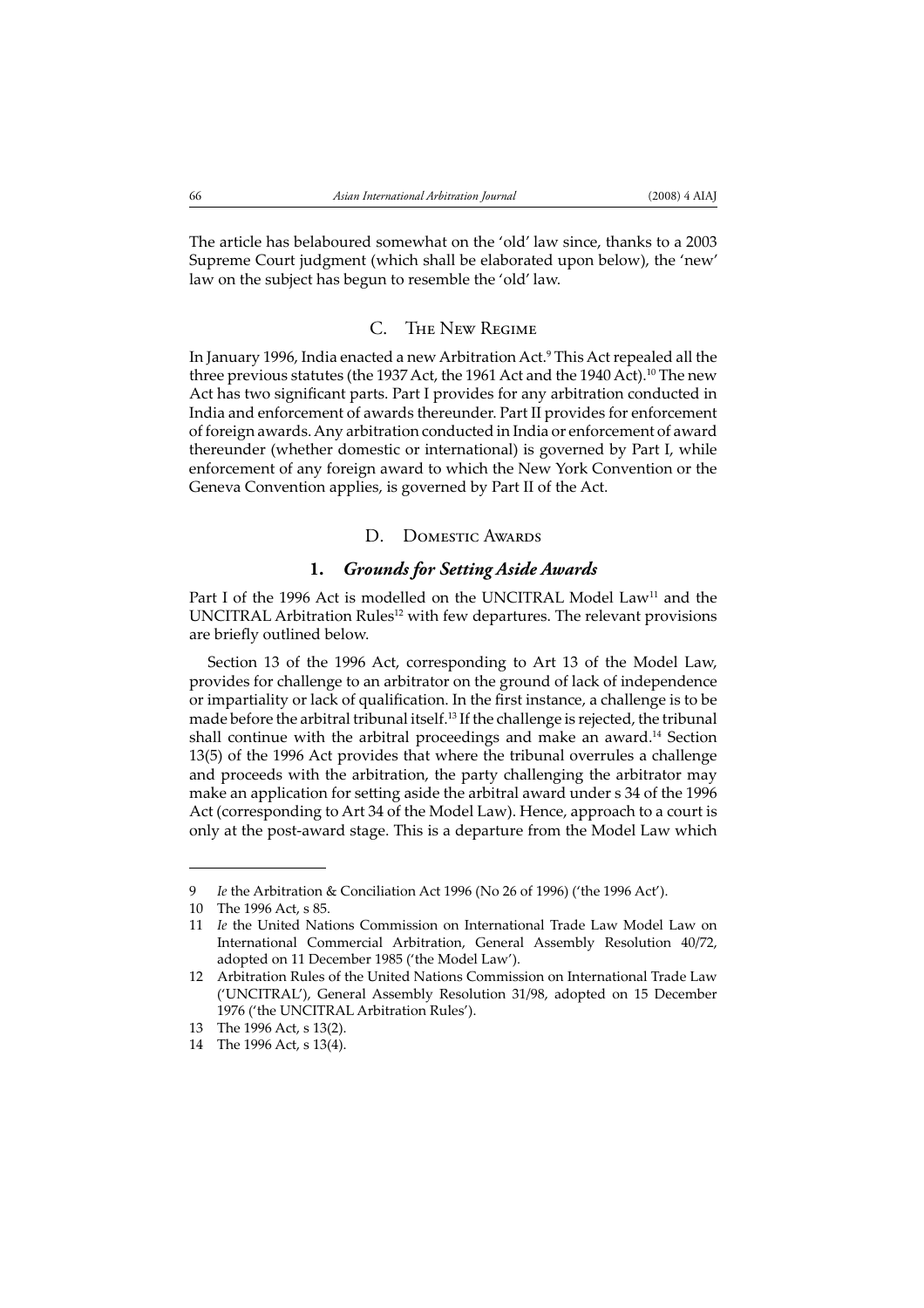The article has belaboured somewhat on the 'old' law since, thanks to a 2003 Supreme Court judgment (which shall be elaborated upon below), the 'new' law on the subject has begun to resemble the 'old' law.

## C. The New Regime

In January 1996, India enacted a new Arbitration Act.[9] This Act repealed all the three previous statutes (the 1937 Act, the 1961 Act and the 1940 Act).[10] The new Act has two significant parts. Part I provides for any arbitration conducted in India and enforcement of awards thereunder. Part II provides for enforcement of foreign awards. Any arbitration conducted in India or enforcement of award thereunder (whether domestic or international) is governed by Part I, while enforcement of any foreign award to which the New York Convention or the Geneva Convention applies, is governed by Part II of the Act.

## D. Domestic Awards

### 1. *Grounds for Setting Aside Awards*

Part I of the 1996 Act is modelled on the UNCITRAL Model Law[11] and the UNCITRAL Arbitration Rules[12] with few departures. The relevant provisions are briefly outlined below.

Section 13 of the 1996 Act, corresponding to Art 13 of the Model Law, provides for challenge to an arbitrator on the ground of lack of independence or impartiality or lack of qualification. In the first instance, a challenge is to be made before the arbitral tribunal itself.[13] If the challenge is rejected, the tribunal shall continue with the arbitral proceedings and make an award.[14] Section 13(5) of the 1996 Act provides that where the tribunal overrules a challenge and proceeds with the arbitration, the party challenging the arbitrator may make an application for setting aside the arbitral award under s 34 of the 1996 Act (corresponding to Art 34 of the Model Law). Hence, approach to a court is only at the post-award stage. This is a departure from the Model Law which

---

9 *Ie* the Arbitration & Conciliation Act 1996 (No 26 of 1996) ('the 1996 Act').

10 The 1996 Act, s 85.

11 *Ie* the United Nations Commission on International Trade Law Model Law on International Commercial Arbitration, General Assembly Resolution 40/72, adopted on 11 December 1985 ('the Model Law').

12 Arbitration Rules of the United Nations Commission on International Trade Law ('UNCITRAL'), General Assembly Resolution 31/98, adopted on 15 December 1976 ('the UNCITRAL Arbitration Rules').

13 The 1996 Act, s 13(2).

14 The 1996 Act, s 13(4).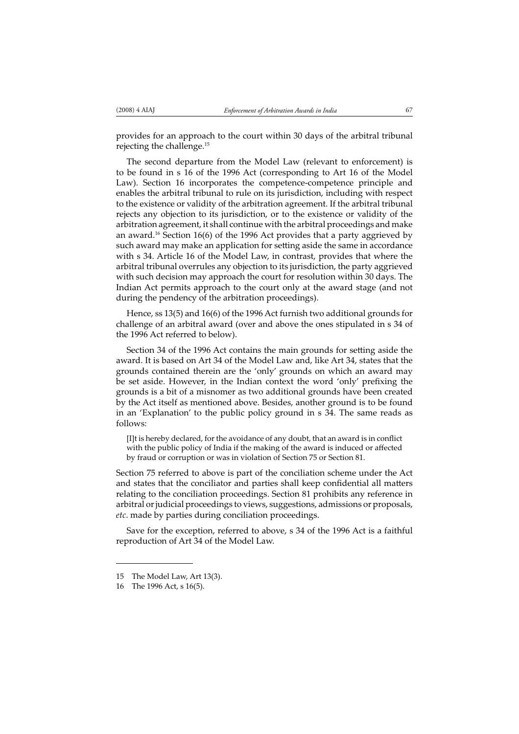provides for an approach to the court within 30 days of the arbitral tribunal rejecting the challenge.[15]

The second departure from the Model Law (relevant to enforcement) is to be found in s 16 of the 1996 Act (corresponding to Art 16 of the Model Law). Section 16 incorporates the competence-competence principle and enables the arbitral tribunal to rule on its jurisdiction, including with respect to the existence or validity of the arbitration agreement. If the arbitral tribunal rejects any objection to its jurisdiction, or to the existence or validity of the arbitration agreement, it shall continue with the arbitral proceedings and make an award.[16] Section 16(6) of the 1996 Act provides that a party aggrieved by such award may make an application for setting aside the same in accordance with s 34. Article 16 of the Model Law, in contrast, provides that where the arbitral tribunal overrules any objection to its jurisdiction, the party aggrieved with such decision may approach the court for resolution within 30 days. The Indian Act permits approach to the court only at the award stage (and not during the pendency of the arbitration proceedings).

Hence, ss 13(5) and 16(6) of the 1996 Act furnish two additional grounds for challenge of an arbitral award (over and above the ones stipulated in s 34 of the 1996 Act referred to below).

Section 34 of the 1996 Act contains the main grounds for setting aside the award. It is based on Art 34 of the Model Law and, like Art 34, states that the grounds contained therein are the 'only' grounds on which an award may be set aside. However, in the Indian context the word 'only' prefixing the grounds is a bit of a misnomer as two additional grounds have been created by the Act itself as mentioned above. Besides, another ground is to be found in an 'Explanation' to the public policy ground in s 34. The same reads as follows:

> [I]t is hereby declared, for the avoidance of any doubt, that an award is in conflict with the public policy of India if the making of the award is induced or affected by fraud or corruption or was in violation of Section 75 or Section 81.

Section 75 referred to above is part of the conciliation scheme under the Act and states that the conciliator and parties shall keep confidential all matters relating to the conciliation proceedings. Section 81 prohibits any reference in arbitral or judicial proceedings to views, suggestions, admissions or proposals, *etc*. made by parties during conciliation proceedings.

Save for the exception, referred to above, s 34 of the 1996 Act is a faithful reproduction of Art 34 of the Model Law.

---

15 The Model Law, Art 13(3).

16 The 1996 Act, s 16(5).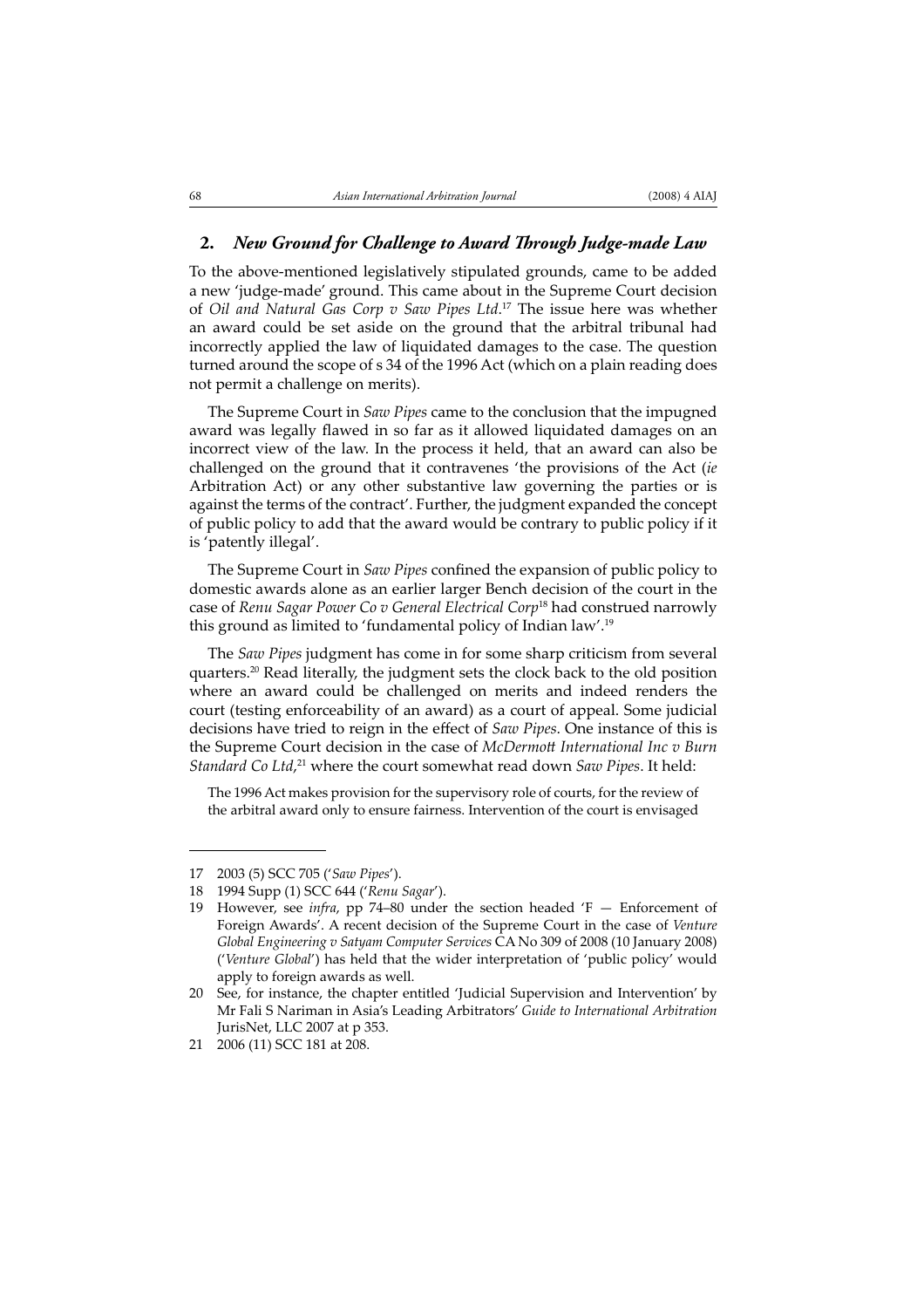## 2. *New Ground for Challenge to Award Through Judge-made Law*

To the above-mentioned legislatively stipulated grounds, came to be added a new 'judge-made' ground. This came about in the Supreme Court decision of *Oil and Natural Gas Corp v Saw Pipes Ltd*.[17] The issue here was whether an award could be set aside on the ground that the arbitral tribunal had incorrectly applied the law of liquidated damages to the case. The question turned around the scope of s 34 of the 1996 Act (which on a plain reading does not permit a challenge on merits).

The Supreme Court in *Saw Pipes* came to the conclusion that the impugned award was legally flawed in so far as it allowed liquidated damages on an incorrect view of the law. In the process it held, that an award can also be challenged on the ground that it contravenes 'the provisions of the Act (*ie* Arbitration Act) or any other substantive law governing the parties or is against the terms of the contract'. Further, the judgment expanded the concept of public policy to add that the award would be contrary to public policy if it is 'patently illegal'.

The Supreme Court in *Saw Pipes* confined the expansion of public policy to domestic awards alone as an earlier larger Bench decision of the court in the case of *Renu Sagar Power Co v General Electrical Corp*[18] had construed narrowly this ground as limited to 'fundamental policy of Indian law'.[19]

The *Saw Pipes* judgment has come in for some sharp criticism from several quarters.[20] Read literally, the judgment sets the clock back to the old position where an award could be challenged on merits and indeed renders the court (testing enforceability of an award) as a court of appeal. Some judicial decisions have tried to reign in the effect of *Saw Pipes*. One instance of this is the Supreme Court decision in the case of *McDermott International Inc v Burn Standard Co Ltd*,[21] where the court somewhat read down *Saw Pipes*. It held:

> The 1996 Act makes provision for the supervisory role of courts, for the review of the arbitral award only to ensure fairness. Intervention of the court is envisaged

---

17 2003 (5) SCC 705 ('*Saw Pipes*').

18 1994 Supp (1) SCC 644 ('*Renu Sagar*').

19 However, see *infra*, pp 74–80 under the section headed 'F — Enforcement of Foreign Awards'. A recent decision of the Supreme Court in the case of *Venture Global Engineering v Satyam Computer Services* CA No 309 of 2008 (10 January 2008) ('*Venture Global*') has held that the wider interpretation of 'public policy' would apply to foreign awards as well.

20 See, for instance, the chapter entitled 'Judicial Supervision and Intervention' by Mr Fali S Nariman in Asia's Leading Arbitrators' *Guide to International Arbitration* JurisNet, LLC 2007 at p 353.

21 2006 (11) SCC 181 at 208.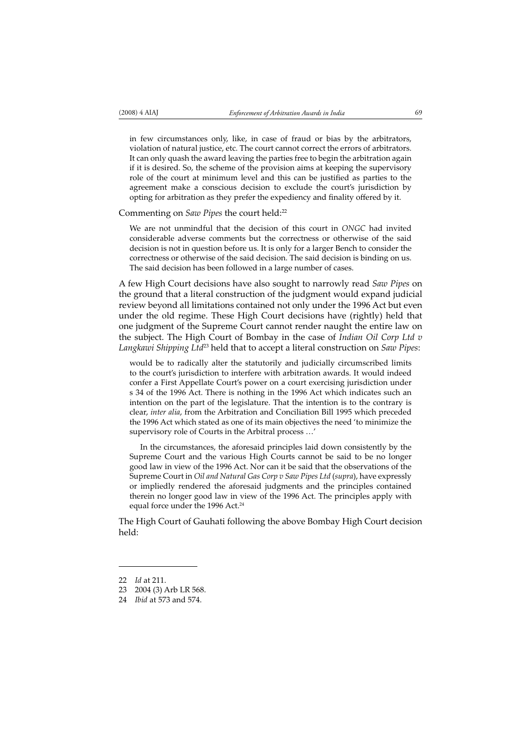> in few circumstances only, like, in case of fraud or bias by the arbitrators, violation of natural justice, etc. The court cannot correct the errors of arbitrators. It can only quash the award leaving the parties free to begin the arbitration again if it is desired. So, the scheme of the provision aims at keeping the supervisory role of the court at minimum level and this can be justified as parties to the agreement make a conscious decision to exclude the court's jurisdiction by opting for arbitration as they prefer the expediency and finality offered by it.

Commenting on *Saw Pipes* the court held:[22]

> We are not unmindful that the decision of this court in *ONGC* had invited considerable adverse comments but the correctness or otherwise of the said decision is not in question before us. It is only for a larger Bench to consider the correctness or otherwise of the said decision. The said decision is binding on us. The said decision has been followed in a large number of cases.

A few High Court decisions have also sought to narrowly read *Saw Pipes* on the ground that a literal construction of the judgment would expand judicial review beyond all limitations contained not only under the 1996 Act but even under the old regime. These High Court decisions have (rightly) held that one judgment of the Supreme Court cannot render naught the entire law on the subject. The High Court of Bombay in the case of *Indian Oil Corp Ltd v Langkawi Shipping Ltd*[23] held that to accept a literal construction on *Saw Pipes*:

> would be to radically alter the statutorily and judicially circumscribed limits to the court's jurisdiction to interfere with arbitration awards. It would indeed confer a First Appellate Court's power on a court exercising jurisdiction under s 34 of the 1996 Act. There is nothing in the 1996 Act which indicates such an intention on the part of the legislature. That the intention is to the contrary is clear, *inter alia*, from the Arbitration and Conciliation Bill 1995 which preceded the 1996 Act which stated as one of its main objectives the need 'to minimize the supervisory role of Courts in the Arbitral process …'
>
> In the circumstances, the aforesaid principles laid down consistently by the Supreme Court and the various High Courts cannot be said to be no longer good law in view of the 1996 Act. Nor can it be said that the observations of the Supreme Court in *Oil and Natural Gas Corp v Saw Pipes Ltd* (*supra*), have expressly or impliedly rendered the aforesaid judgments and the principles contained therein no longer good law in view of the 1996 Act. The principles apply with equal force under the 1996 Act.[24]

The High Court of Gauhati following the above Bombay High Court decision held:

---

22 *Id* at 211.

23 2004 (3) Arb LR 568.

24 *Ibid* at 573 and 574.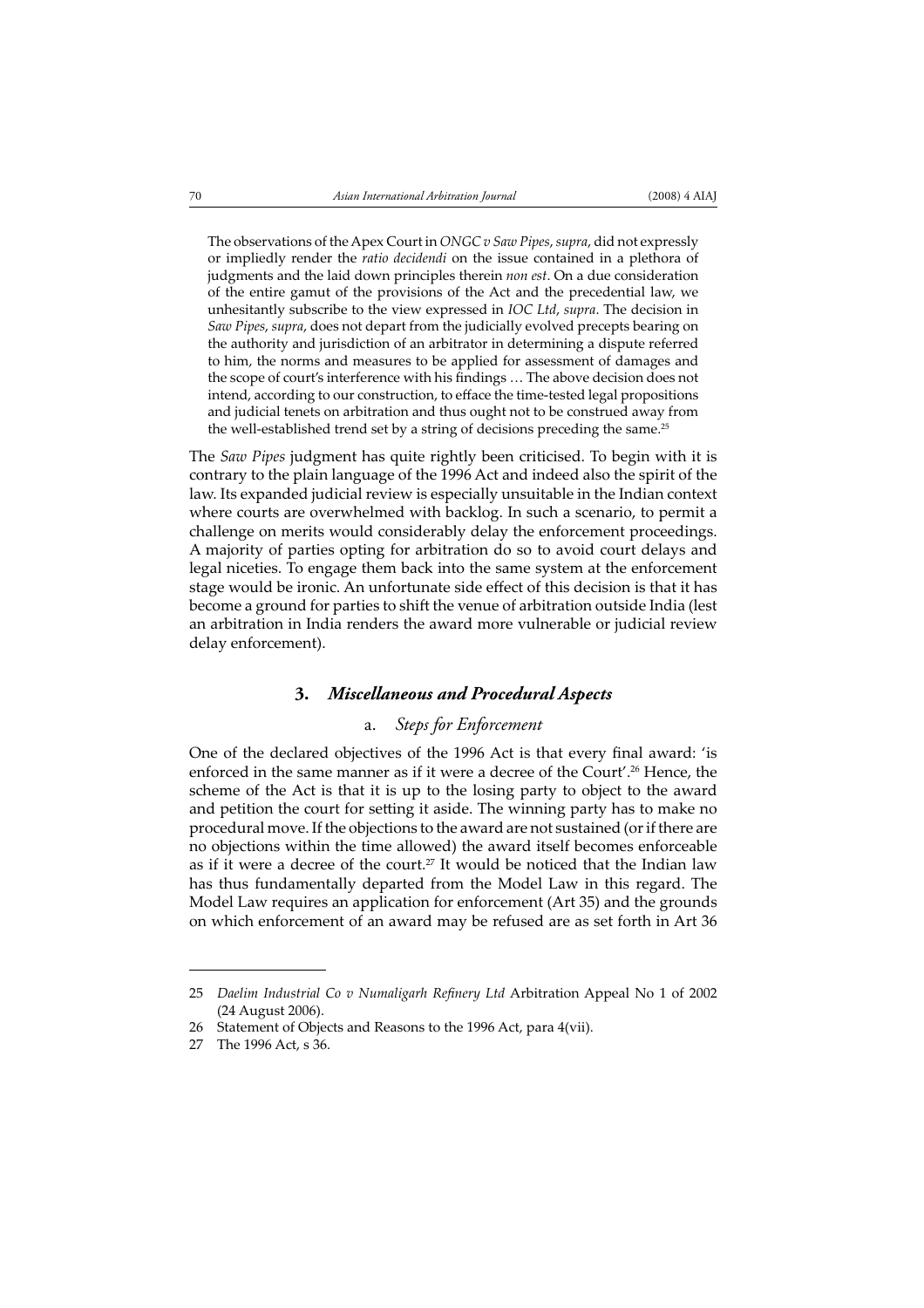> The observations of the Apex Court in *ONGC v Saw Pipes*, *supra*, did not expressly or impliedly render the *ratio decidendi* on the issue contained in a plethora of judgments and the laid down principles therein *non est*. On a due consideration of the entire gamut of the provisions of the Act and the precedential law, we unhesitantly subscribe to the view expressed in *IOC Ltd*, *supra*. The decision in *Saw Pipes*, *supra*, does not depart from the judicially evolved precepts bearing on the authority and jurisdiction of an arbitrator in determining a dispute referred to him, the norms and measures to be applied for assessment of damages and the scope of court's interference with his findings … The above decision does not intend, according to our construction, to efface the time-tested legal propositions and judicial tenets on arbitration and thus ought not to be construed away from the well-established trend set by a string of decisions preceding the same.[25]

The *Saw Pipes* judgment has quite rightly been criticised. To begin with it is contrary to the plain language of the 1996 Act and indeed also the spirit of the law. Its expanded judicial review is especially unsuitable in the Indian context where courts are overwhelmed with backlog. In such a scenario, to permit a challenge on merits would considerably delay the enforcement proceedings. A majority of parties opting for arbitration do so to avoid court delays and legal niceties. To engage them back into the same system at the enforcement stage would be ironic. An unfortunate side effect of this decision is that it has become a ground for parties to shift the venue of arbitration outside India (lest an arbitration in India renders the award more vulnerable or judicial review delay enforcement).

### 3. *Miscellaneous and Procedural Aspects*

#### a. *Steps for Enforcement*

One of the declared objectives of the 1996 Act is that every final award: 'is enforced in the same manner as if it were a decree of the Court'.[26] Hence, the scheme of the Act is that it is up to the losing party to object to the award and petition the court for setting it aside. The winning party has to make no procedural move. If the objections to the award are not sustained (or if there are no objections within the time allowed) the award itself becomes enforceable as if it were a decree of the court.[27] It would be noticed that the Indian law has thus fundamentally departed from the Model Law in this regard. The Model Law requires an application for enforcement (Art 35) and the grounds on which enforcement of an award may be refused are as set forth in Art 36

---

25 *Daelim Industrial Co v Numaligarh Refinery Ltd* Arbitration Appeal No 1 of 2002 (24 August 2006).

26 Statement of Objects and Reasons to the 1996 Act, para 4(vii).

27 The 1996 Act, s 36.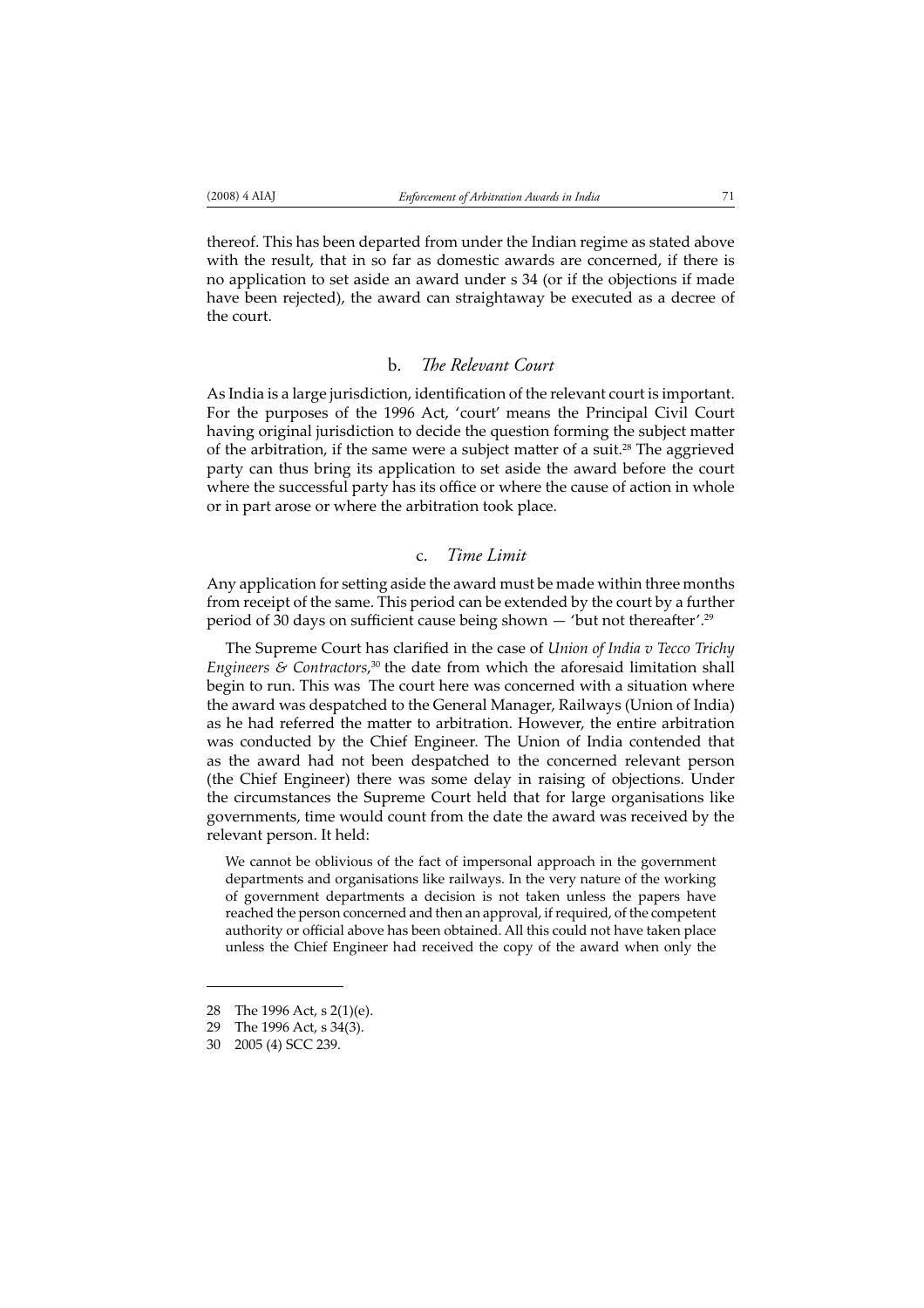thereof. This has been departed from under the Indian regime as stated above with the result, that in so far as domestic awards are concerned, if there is no application to set aside an award under s 34 (or if the objections if made have been rejected), the award can straightaway be executed as a decree of the court.

### b. *The Relevant Court*

As India is a large jurisdiction, identification of the relevant court is important. For the purposes of the 1996 Act, 'court' means the Principal Civil Court having original jurisdiction to decide the question forming the subject matter of the arbitration, if the same were a subject matter of a suit.[28] The aggrieved party can thus bring its application to set aside the award before the court where the successful party has its office or where the cause of action in whole or in part arose or where the arbitration took place.

### c. *Time Limit*

Any application for setting aside the award must be made within three months from receipt of the same. This period can be extended by the court by a further period of 30 days on sufficient cause being shown — 'but not thereafter'.[29]

The Supreme Court has clarified in the case of *Union of India v Tecco Trichy Engineers & Contractors*,[30] the date from which the aforesaid limitation shall begin to run. This was The court here was concerned with a situation where the award was despatched to the General Manager, Railways (Union of India) as he had referred the matter to arbitration. However, the entire arbitration was conducted by the Chief Engineer. The Union of India contended that as the award had not been despatched to the concerned relevant person (the Chief Engineer) there was some delay in raising of objections. Under the circumstances the Supreme Court held that for large organisations like governments, time would count from the date the award was received by the relevant person. It held:

> We cannot be oblivious of the fact of impersonal approach in the government departments and organisations like railways. In the very nature of the working of government departments a decision is not taken unless the papers have reached the person concerned and then an approval, if required, of the competent authority or official above has been obtained. All this could not have taken place unless the Chief Engineer had received the copy of the award when only the

---

28 The 1996 Act, s 2(1)(e).

29 The 1996 Act, s 34(3).

30 2005 (4) SCC 239.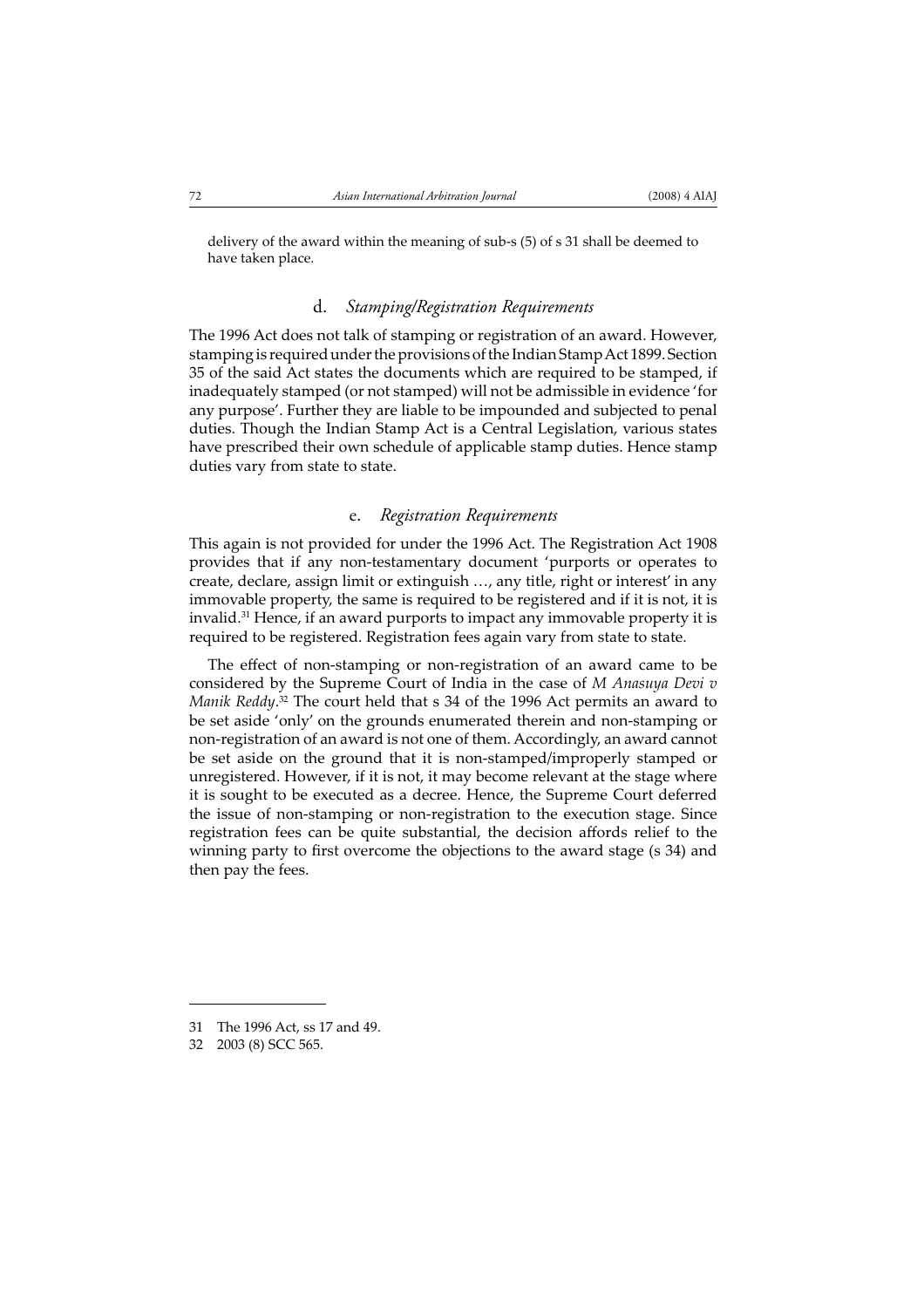delivery of the award within the meaning of sub-s (5) of s 31 shall be deemed to have taken place.

### d. *Stamping/Registration Requirements*

The 1996 Act does not talk of stamping or registration of an award. However, stamping is required under the provisions of the Indian Stamp Act 1899. Section 35 of the said Act states the documents which are required to be stamped, if inadequately stamped (or not stamped) will not be admissible in evidence 'for any purpose'. Further they are liable to be impounded and subjected to penal duties. Though the Indian Stamp Act is a Central Legislation, various states have prescribed their own schedule of applicable stamp duties. Hence stamp duties vary from state to state.

### e. *Registration Requirements*

This again is not provided for under the 1996 Act. The Registration Act 1908 provides that if any non-testamentary document 'purports or operates to create, declare, assign limit or extinguish …, any title, right or interest' in any immovable property, the same is required to be registered and if it is not, it is invalid.[31] Hence, if an award purports to impact any immovable property it is required to be registered. Registration fees again vary from state to state.

The effect of non-stamping or non-registration of an award came to be considered by the Supreme Court of India in the case of *M Anasuya Devi v Manik Reddy*.[32] The court held that s 34 of the 1996 Act permits an award to be set aside 'only' on the grounds enumerated therein and non-stamping or non-registration of an award is not one of them. Accordingly, an award cannot be set aside on the ground that it is non-stamped/improperly stamped or unregistered. However, if it is not, it may become relevant at the stage where it is sought to be executed as a decree. Hence, the Supreme Court deferred the issue of non-stamping or non-registration to the execution stage. Since registration fees can be quite substantial, the decision affords relief to the winning party to first overcome the objections to the award stage (s 34) and then pay the fees.

---

31 The 1996 Act, ss 17 and 49.

32 2003 (8) SCC 565.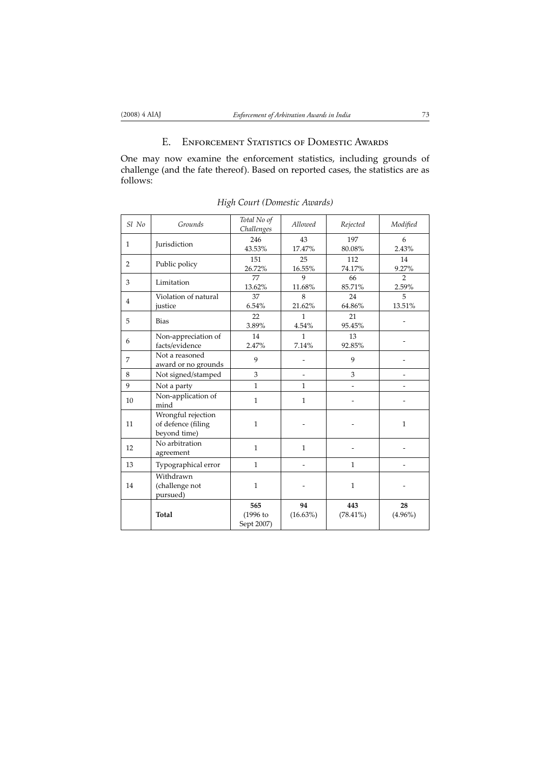## E. Enforcement Statistics of Domestic Awards

One may now examine the enforcement statistics, including grounds of challenge (and the fate thereof). Based on reported cases, the statistics are as follows:

*High Court (Domestic Awards)*

| *Sl No* | *Grounds* | *Total No of Challenges* | *Allowed* | *Rejected* | *Modified* |
|---|---|---|---|---|---|
| 1 | Jurisdiction | 246 43.53% | 43 17.47% | 197 80.08% | 6 2.43% |
| 2 | Public policy | 151 26.72% | 25 16.55% | 112 74.17% | 14 9.27% |
| 3 | Limitation | 77 13.62% | 9 11.68% | 66 85.71% | 2 2.59% |
| 4 | Violation of natural justice | 37 6.54% | 8 21.62% | 24 64.86% | 5 13.51% |
| 5 | Bias | 22 3.89% | 1 4.54% | 21 95.45% | - |
| 6 | Non-appreciation of facts/evidence | 14 2.47% | 1 7.14% | 13 92.85% | - |
| 7 | Not a reasoned award or no grounds | 9 | - | 9 | - |
| 8 | Not signed/stamped | 3 | - | 3 | - |
| 9 | Not a party | 1 | 1 | - | - |
| 10 | Non-application of mind | 1 | 1 | - | - |
| 11 | Wrongful rejection of defence (filing beyond time) | 1 | - | - | 1 |
| 12 | No arbitration agreement | 1 | 1 | - | - |
| 13 | Typographical error | 1 | - | 1 | - |
| 14 | Withdrawn (challenge not pursued) | 1 | - | 1 | - |
| | **Total** | **565** (1996 to Sept 2007) | **94** (16.63%) | **443** (78.41%) | **28** (4.96%) |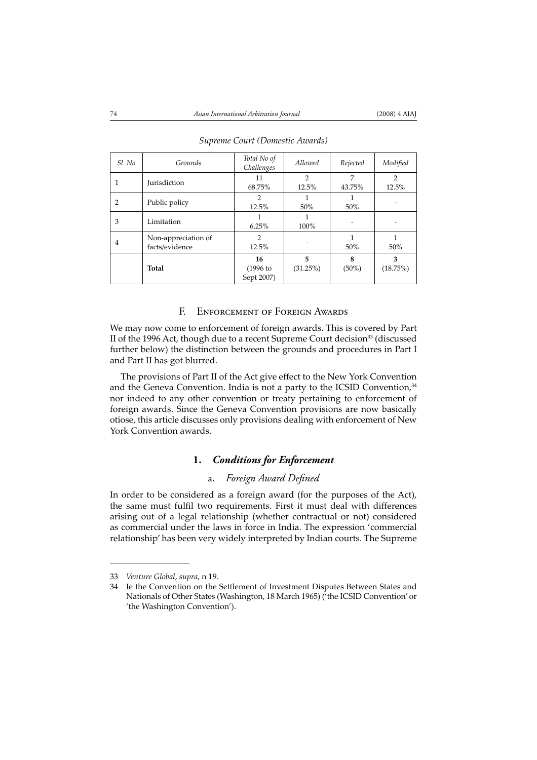*Supreme Court (Domestic Awards)*

| Sl No | Grounds | Total No of Challenges | Allowed | Rejected | Modified |
|---|---|---|---|---|---|
| 1 | Jurisdiction | 11<br>68.75% | 2<br>12.5% | 7<br>43.75% | 2<br>12.5% |
| 2 | Public policy | 2<br>12.5% | 1<br>50% | 1<br>50% | - |
| 3 | Limitation | 1<br>6.25% | 1<br>100% | - | - |
| 4 | Non-appreciation of facts/evidence | 2<br>12.5% | - | 1<br>50% | 1<br>50% |
| | **Total** | **16**<br>(1996 to Sept 2007) | **5**<br>(31.25%) | **8**<br>(50%) | **3**<br>(18.75%) |

## F. Enforcement of Foreign Awards

We may now come to enforcement of foreign awards. This is covered by Part II of the 1996 Act, though due to a recent Supreme Court decision[33] (discussed further below) the distinction between the grounds and procedures in Part I and Part II has got blurred.

The provisions of Part II of the Act give effect to the New York Convention and the Geneva Convention. India is not a party to the ICSID Convention,[34] nor indeed to any other convention or treaty pertaining to enforcement of foreign awards. Since the Geneva Convention provisions are now basically otiose, this article discusses only provisions dealing with enforcement of New York Convention awards.

### 1. *Conditions for Enforcement*

#### a. *Foreign Award Defined*

In order to be considered as a foreign award (for the purposes of the Act), the same must fulfil two requirements. First it must deal with differences arising out of a legal relationship (whether contractual or not) considered as commercial under the laws in force in India. The expression 'commercial relationship' has been very widely interpreted by Indian courts. The Supreme

---

33 *Venture Global*, *supra*, n 19.

34 Ie the Convention on the Settlement of Investment Disputes Between States and Nationals of Other States (Washington, 18 March 1965) ('the ICSID Convention' or 'the Washington Convention').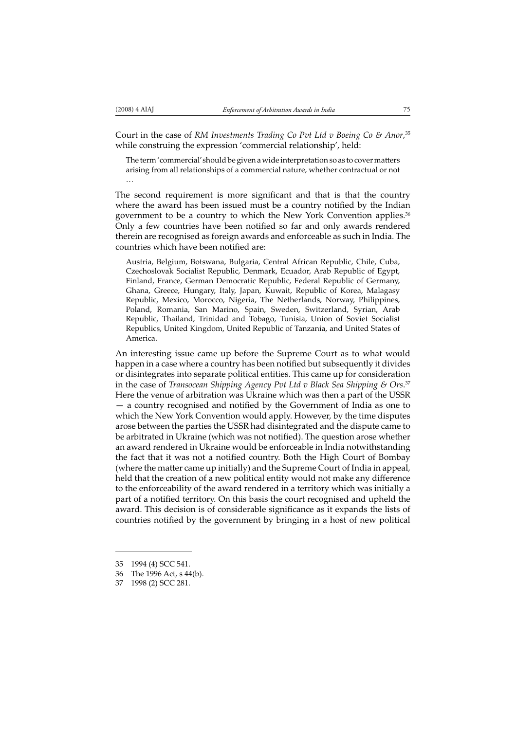Court in the case of *RM Investments Trading Co Pvt Ltd v Boeing Co & Anor*,[35] while construing the expression 'commercial relationship', held:

> The term 'commercial' should be given a wide interpretation so as to cover matters arising from all relationships of a commercial nature, whether contractual or not …

The second requirement is more significant and that is that the country where the award has been issued must be a country notified by the Indian government to be a country to which the New York Convention applies.[36] Only a few countries have been notified so far and only awards rendered therein are recognised as foreign awards and enforceable as such in India. The countries which have been notified are:

> Austria, Belgium, Botswana, Bulgaria, Central African Republic, Chile, Cuba, Czechoslovak Socialist Republic, Denmark, Ecuador, Arab Republic of Egypt, Finland, France, German Democratic Republic, Federal Republic of Germany, Ghana, Greece, Hungary, Italy, Japan, Kuwait, Republic of Korea, Malagasy Republic, Mexico, Morocco, Nigeria, The Netherlands, Norway, Philippines, Poland, Romania, San Marino, Spain, Sweden, Switzerland, Syrian, Arab Republic, Thailand, Trinidad and Tobago, Tunisia, Union of Soviet Socialist Republics, United Kingdom, United Republic of Tanzania, and United States of America.

An interesting issue came up before the Supreme Court as to what would happen in a case where a country has been notified but subsequently it divides or disintegrates into separate political entities. This came up for consideration in the case of *Transocean Shipping Agency Pvt Ltd v Black Sea Shipping & Ors*.[37] Here the venue of arbitration was Ukraine which was then a part of the USSR — a country recognised and notified by the Government of India as one to which the New York Convention would apply. However, by the time disputes arose between the parties the USSR had disintegrated and the dispute came to be arbitrated in Ukraine (which was not notified). The question arose whether an award rendered in Ukraine would be enforceable in India notwithstanding the fact that it was not a notified country. Both the High Court of Bombay (where the matter came up initially) and the Supreme Court of India in appeal, held that the creation of a new political entity would not make any difference to the enforceability of the award rendered in a territory which was initially a part of a notified territory. On this basis the court recognised and upheld the award. This decision is of considerable significance as it expands the lists of countries notified by the government by bringing in a host of new political

---

35 1994 (4) SCC 541.

36 The 1996 Act, s 44(b).

37 1998 (2) SCC 281.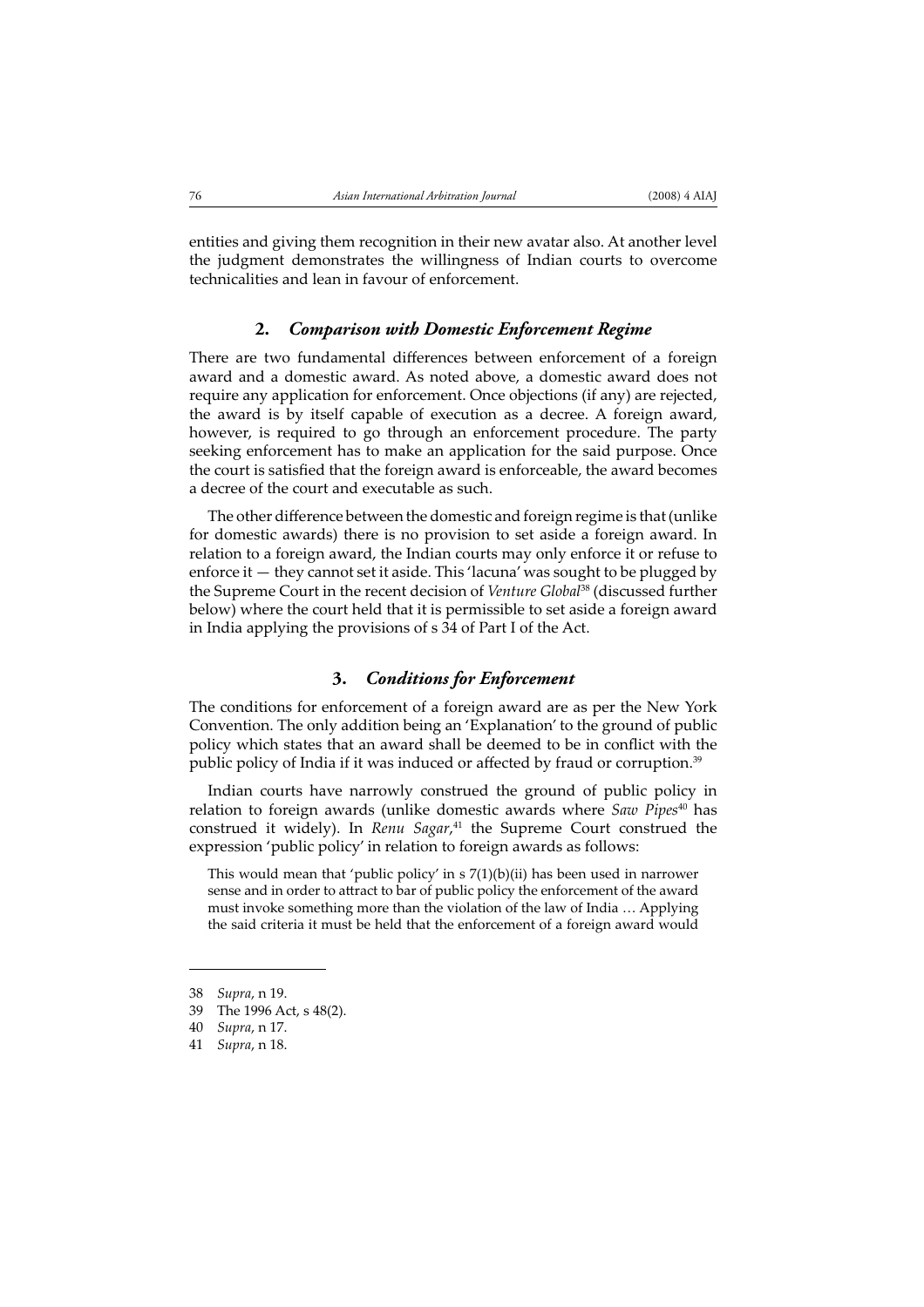entities and giving them recognition in their new avatar also. At another level the judgment demonstrates the willingness of Indian courts to overcome technicalities and lean in favour of enforcement.

## 2. *Comparison with Domestic Enforcement Regime*

There are two fundamental differences between enforcement of a foreign award and a domestic award. As noted above, a domestic award does not require any application for enforcement. Once objections (if any) are rejected, the award is by itself capable of execution as a decree. A foreign award, however, is required to go through an enforcement procedure. The party seeking enforcement has to make an application for the said purpose. Once the court is satisfied that the foreign award is enforceable, the award becomes a decree of the court and executable as such.

The other difference between the domestic and foreign regime is that (unlike for domestic awards) there is no provision to set aside a foreign award. In relation to a foreign award, the Indian courts may only enforce it or refuse to enforce it — they cannot set it aside. This 'lacuna' was sought to be plugged by the Supreme Court in the recent decision of *Venture Global*[38] (discussed further below) where the court held that it is permissible to set aside a foreign award in India applying the provisions of s 34 of Part I of the Act.

## 3. *Conditions for Enforcement*

The conditions for enforcement of a foreign award are as per the New York Convention. The only addition being an 'Explanation' to the ground of public policy which states that an award shall be deemed to be in conflict with the public policy of India if it was induced or affected by fraud or corruption.[39]

Indian courts have narrowly construed the ground of public policy in relation to foreign awards (unlike domestic awards where *Saw Pipes*[40] has construed it widely). In *Renu Sagar*,[41] the Supreme Court construed the expression 'public policy' in relation to foreign awards as follows:

> This would mean that 'public policy' in s 7(1)(b)(ii) has been used in narrower sense and in order to attract to bar of public policy the enforcement of the award must invoke something more than the violation of the law of India … Applying the said criteria it must be held that the enforcement of a foreign award would

---

38 *Supra*, n 19.

39 The 1996 Act, s 48(2).

40 *Supra*, n 17.

41 *Supra*, n 18.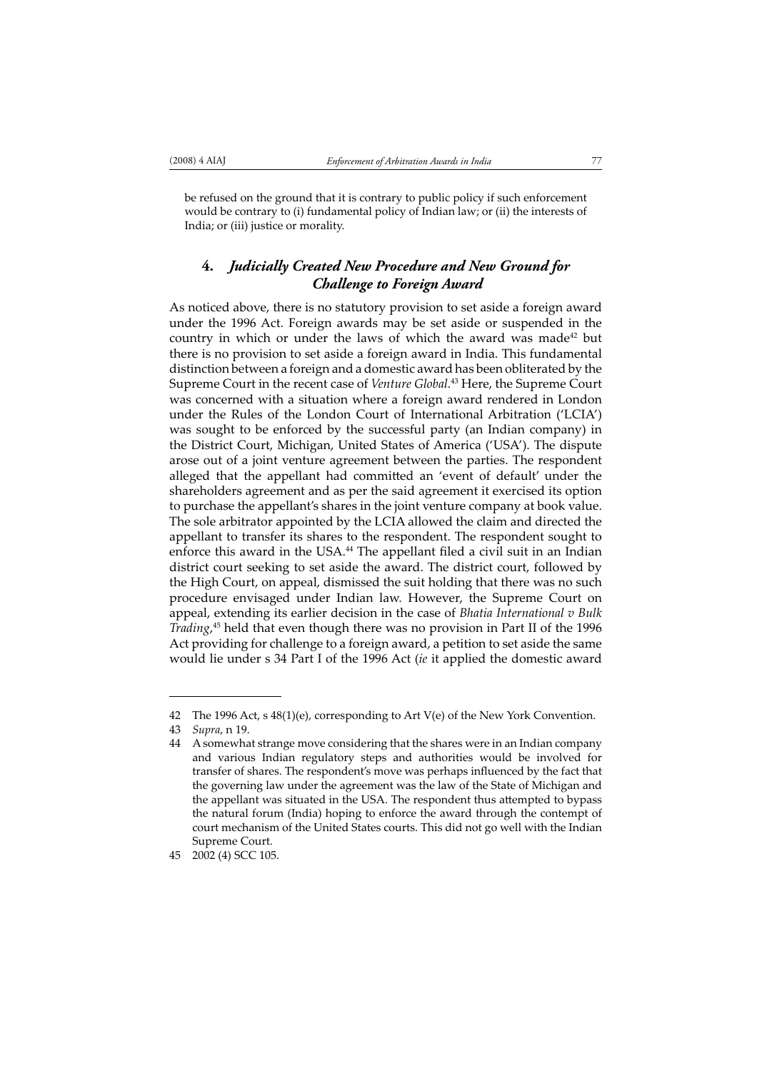be refused on the ground that it is contrary to public policy if such enforcement would be contrary to (i) fundamental policy of Indian law; or (ii) the interests of India; or (iii) justice or morality.

## 4. *Judicially Created New Procedure and New Ground for Challenge to Foreign Award*

As noticed above, there is no statutory provision to set aside a foreign award under the 1996 Act. Foreign awards may be set aside or suspended in the country in which or under the laws of which the award was made[42] but there is no provision to set aside a foreign award in India. This fundamental distinction between a foreign and a domestic award has been obliterated by the Supreme Court in the recent case of *Venture Global*.[43] Here, the Supreme Court was concerned with a situation where a foreign award rendered in London under the Rules of the London Court of International Arbitration ('LCIA') was sought to be enforced by the successful party (an Indian company) in the District Court, Michigan, United States of America ('USA'). The dispute arose out of a joint venture agreement between the parties. The respondent alleged that the appellant had committed an 'event of default' under the shareholders agreement and as per the said agreement it exercised its option to purchase the appellant's shares in the joint venture company at book value. The sole arbitrator appointed by the LCIA allowed the claim and directed the appellant to transfer its shares to the respondent. The respondent sought to enforce this award in the USA.[44] The appellant filed a civil suit in an Indian district court seeking to set aside the award. The district court, followed by the High Court, on appeal, dismissed the suit holding that there was no such procedure envisaged under Indian law. However, the Supreme Court on appeal, extending its earlier decision in the case of *Bhatia International v Bulk Trading*,[45] held that even though there was no provision in Part II of the 1996 Act providing for challenge to a foreign award, a petition to set aside the same would lie under s 34 Part I of the 1996 Act (*ie* it applied the domestic award

---

42 The 1996 Act, s 48(1)(e), corresponding to Art V(e) of the New York Convention.

43 *Supra*, n 19.

44 A somewhat strange move considering that the shares were in an Indian company and various Indian regulatory steps and authorities would be involved for transfer of shares. The respondent's move was perhaps influenced by the fact that the governing law under the agreement was the law of the State of Michigan and the appellant was situated in the USA. The respondent thus attempted to bypass the natural forum (India) hoping to enforce the award through the contempt of court mechanism of the United States courts. This did not go well with the Indian Supreme Court.

45 2002 (4) SCC 105.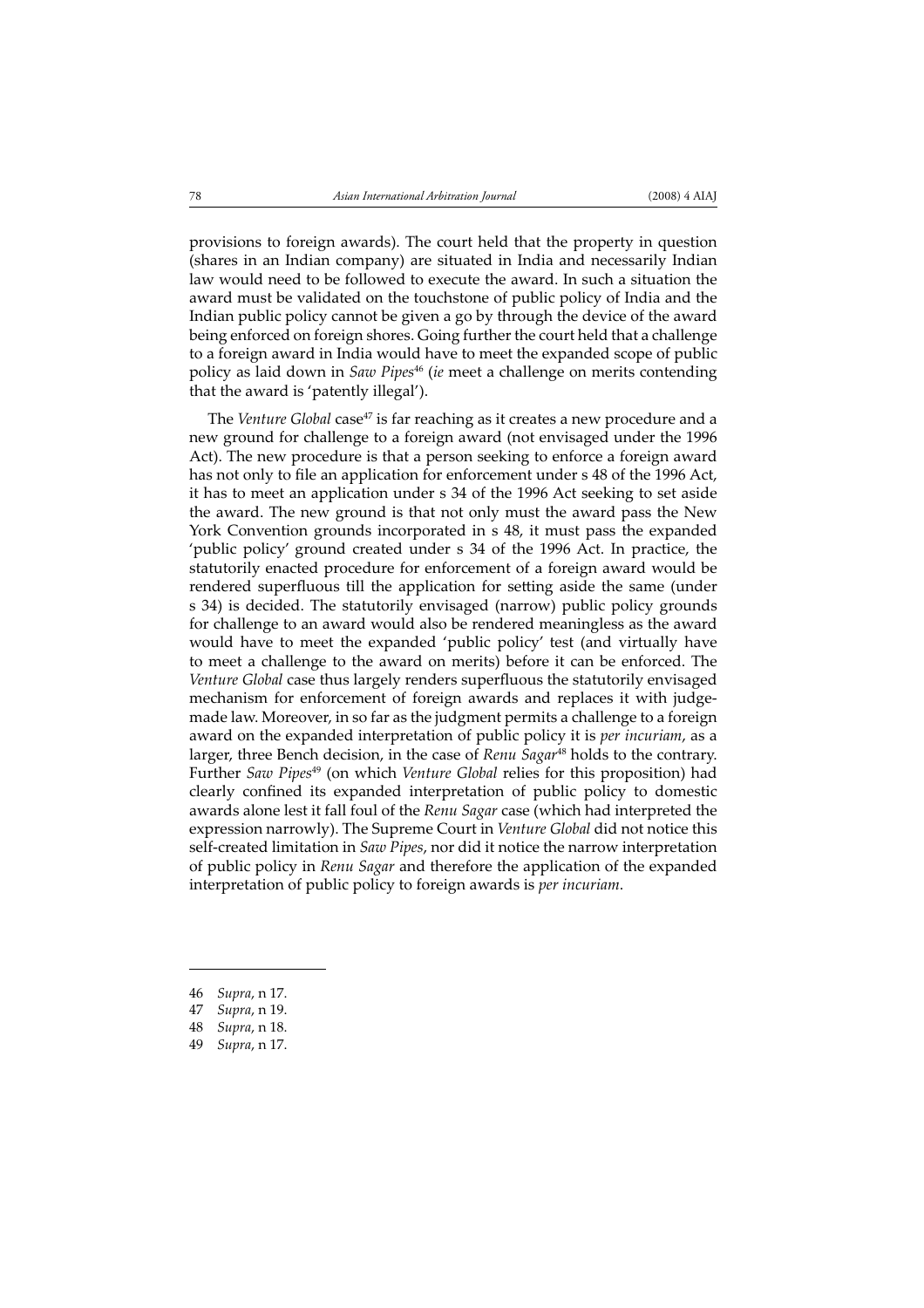provisions to foreign awards). The court held that the property in question (shares in an Indian company) are situated in India and necessarily Indian law would need to be followed to execute the award. In such a situation the award must be validated on the touchstone of public policy of India and the Indian public policy cannot be given a go by through the device of the award being enforced on foreign shores. Going further the court held that a challenge to a foreign award in India would have to meet the expanded scope of public policy as laid down in *Saw Pipes*[46] (*ie* meet a challenge on merits contending that the award is 'patently illegal').

The *Venture Global* case[47] is far reaching as it creates a new procedure and a new ground for challenge to a foreign award (not envisaged under the 1996 Act). The new procedure is that a person seeking to enforce a foreign award has not only to file an application for enforcement under s 48 of the 1996 Act, it has to meet an application under s 34 of the 1996 Act seeking to set aside the award. The new ground is that not only must the award pass the New York Convention grounds incorporated in s 48, it must pass the expanded 'public policy' ground created under s 34 of the 1996 Act. In practice, the statutorily enacted procedure for enforcement of a foreign award would be rendered superfluous till the application for setting aside the same (under s 34) is decided. The statutorily envisaged (narrow) public policy grounds for challenge to an award would also be rendered meaningless as the award would have to meet the expanded 'public policy' test (and virtually have to meet a challenge to the award on merits) before it can be enforced. The *Venture Global* case thus largely renders superfluous the statutorily envisaged mechanism for enforcement of foreign awards and replaces it with judge-made law. Moreover, in so far as the judgment permits a challenge to a foreign award on the expanded interpretation of public policy it is *per incuriam*, as a larger, three Bench decision, in the case of *Renu Sagar*[48] holds to the contrary. Further *Saw Pipes*[49] (on which *Venture Global* relies for this proposition) had clearly confined its expanded interpretation of public policy to domestic awards alone lest it fall foul of the *Renu Sagar* case (which had interpreted the expression narrowly). The Supreme Court in *Venture Global* did not notice this self-created limitation in *Saw Pipes*, nor did it notice the narrow interpretation of public policy in *Renu Sagar* and therefore the application of the expanded interpretation of public policy to foreign awards is *per incuriam*.

---

46 *Supra*, n 17.

47 *Supra*, n 19.

48 *Supra*, n 18.

49 *Supra*, n 17.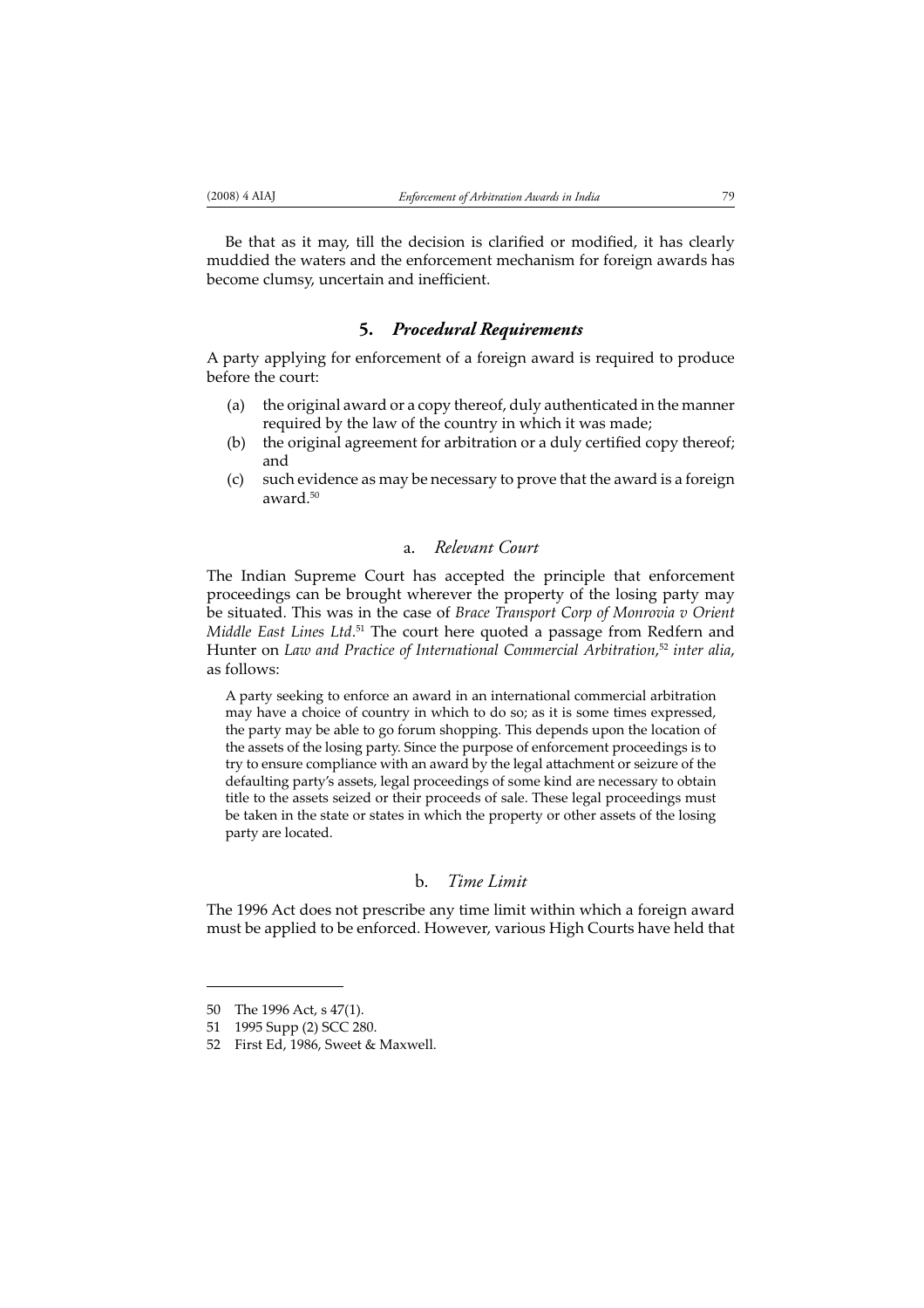Be that as it may, till the decision is clarified or modified, it has clearly muddied the waters and the enforcement mechanism for foreign awards has become clumsy, uncertain and inefficient.

## 5. *Procedural Requirements*

A party applying for enforcement of a foreign award is required to produce before the court:

(a) the original award or a copy thereof, duly authenticated in the manner required by the law of the country in which it was made;

(b) the original agreement for arbitration or a duly certified copy thereof; and

(c) such evidence as may be necessary to prove that the award is a foreign award.[50]

### a. *Relevant Court*

The Indian Supreme Court has accepted the principle that enforcement proceedings can be brought wherever the property of the losing party may be situated. This was in the case of *Brace Transport Corp of Monrovia v Orient Middle East Lines Ltd*.[51] The court here quoted a passage from Redfern and Hunter on *Law and Practice of International Commercial Arbitration*,[52] *inter alia*, as follows:

> A party seeking to enforce an award in an international commercial arbitration may have a choice of country in which to do so; as it is some times expressed, the party may be able to go forum shopping. This depends upon the location of the assets of the losing party. Since the purpose of enforcement proceedings is to try to ensure compliance with an award by the legal attachment or seizure of the defaulting party's assets, legal proceedings of some kind are necessary to obtain title to the assets seized or their proceeds of sale. These legal proceedings must be taken in the state or states in which the property or other assets of the losing party are located.

### b. *Time Limit*

The 1996 Act does not prescribe any time limit within which a foreign award must be applied to be enforced. However, various High Courts have held that

---

50 The 1996 Act, s 47(1).

51 1995 Supp (2) SCC 280.

52 First Ed, 1986, Sweet & Maxwell.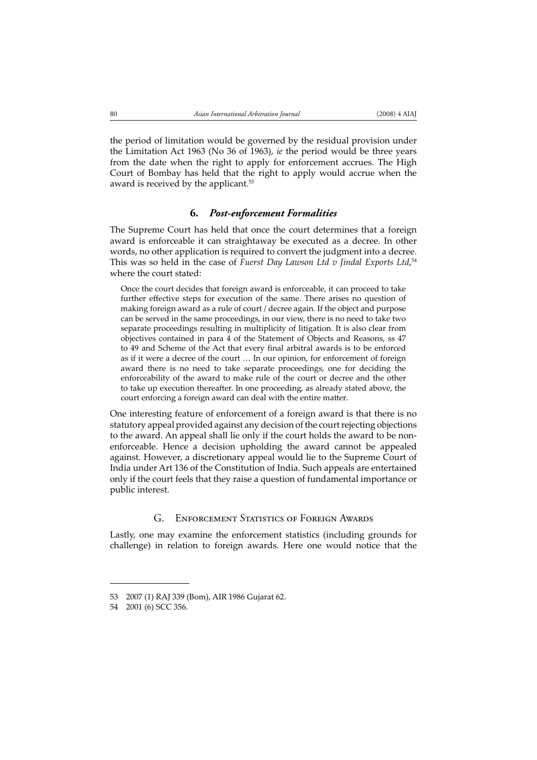the period of limitation would be governed by the residual provision under the Limitation Act 1963 (No 36 of 1963), *ie* the period would be three years from the date when the right to apply for enforcement accrues. The High Court of Bombay has held that the right to apply would accrue when the award is received by the applicant.[53]

### 6. *Post-enforcement Formalities*

The Supreme Court has held that once the court determines that a foreign award is enforceable it can straightaway be executed as a decree. In other words, no other application is required to convert the judgment into a decree. This was so held in the case of *Fuerst Day Lawson Ltd v Jindal Exports Ltd*,[54] where the court stated:

> Once the court decides that foreign award is enforceable, it can proceed to take further effective steps for execution of the same. There arises no question of making foreign award as a rule of court / decree again. If the object and purpose can be served in the same proceedings, in our view, there is no need to take two separate proceedings resulting in multiplicity of litigation. It is also clear from objectives contained in para 4 of the Statement of Objects and Reasons, ss 47 to 49 and Scheme of the Act that every final arbitral awards is to be enforced as if it were a decree of the court … In our opinion, for enforcement of foreign award there is no need to take separate proceedings, one for deciding the enforceability of the award to make rule of the court or decree and the other to take up execution thereafter. In one proceeding, as already stated above, the court enforcing a foreign award can deal with the entire matter.

One interesting feature of enforcement of a foreign award is that there is no statutory appeal provided against any decision of the court rejecting objections to the award. An appeal shall lie only if the court holds the award to be non-enforceable. Hence a decision upholding the award cannot be appealed against. However, a discretionary appeal would lie to the Supreme Court of India under Art 136 of the Constitution of India. Such appeals are entertained only if the court feels that they raise a question of fundamental importance or public interest.

## G. Enforcement Statistics of Foreign Awards

Lastly, one may examine the enforcement statistics (including grounds for challenge) in relation to foreign awards. Here one would notice that the

---

53 2007 (1) RAJ 339 (Bom), AIR 1986 Gujarat 62.

54 2001 (6) SCC 356.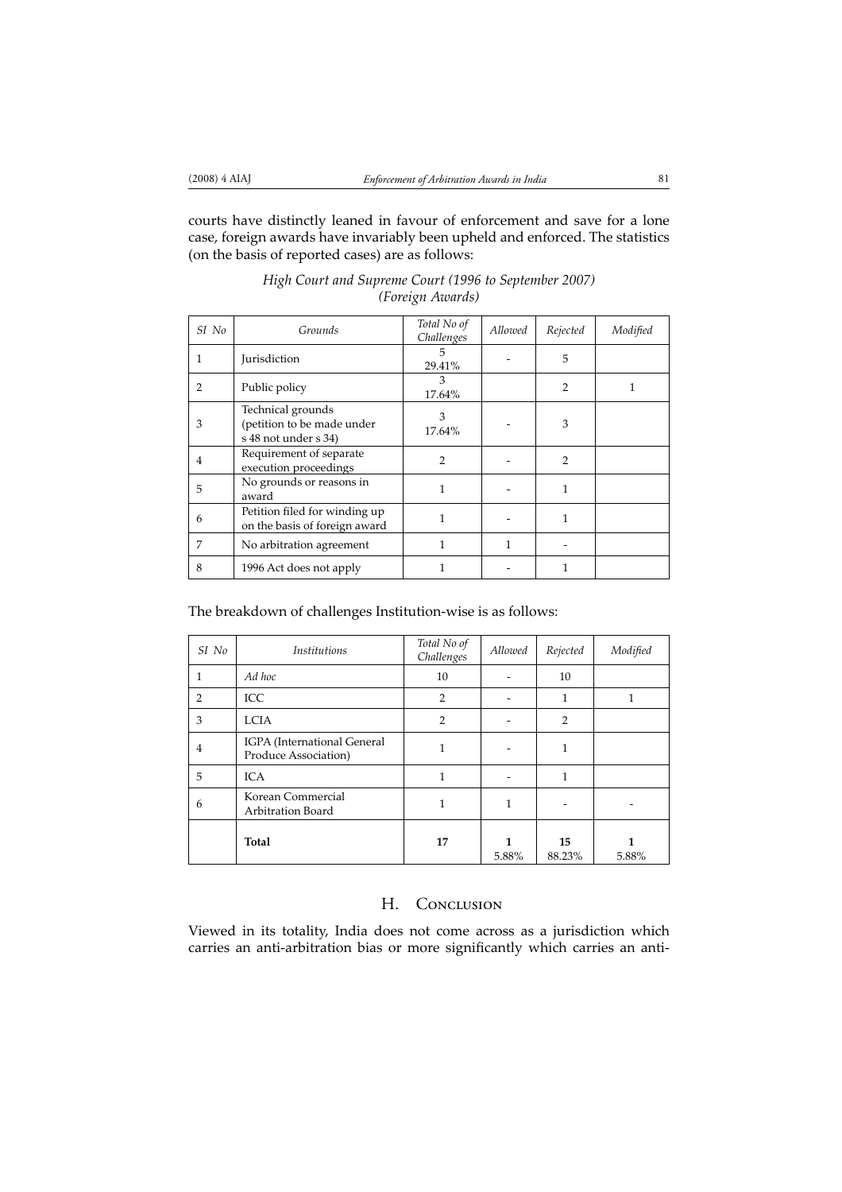courts have distinctly leaned in favour of enforcement and save for a lone case, foreign awards have invariably been upheld and enforced. The statistics (on the basis of reported cases) are as follows:

*High Court and Supreme Court (1996 to September 2007)*
*(Foreign Awards)*

| *SI No* | *Grounds* | *Total No of Challenges* | *Allowed* | *Rejected* | *Modified* |
|---|---|---|---|---|---|
| 1 | Jurisdiction | 5 29.41% | - | 5 | |
| 2 | Public policy | 3 17.64% | | 2 | 1 |
| 3 | Technical grounds (petition to be made under s 48 not under s 34) | 3 17.64% | - | 3 | |
| 4 | Requirement of separate execution proceedings | 2 | - | 2 | |
| 5 | No grounds or reasons in award | 1 | - | 1 | |
| 6 | Petition filed for winding up on the basis of foreign award | 1 | - | 1 | |
| 7 | No arbitration agreement | 1 | 1 | - | |
| 8 | 1996 Act does not apply | 1 | - | 1 | |

The breakdown of challenges Institution-wise is as follows:

| *SI No* | *Institutions* | *Total No of Challenges* | *Allowed* | *Rejected* | *Modified* |
|---|---|---|---|---|---|
| 1 | *Ad hoc* | 10 | - | 10 | |
| 2 | ICC | 2 | - | 1 | 1 |
| 3 | LCIA | 2 | - | 2 | |
| 4 | IGPA (International General Produce Association) | 1 | - | 1 | |
| 5 | ICA | 1 | - | 1 | |
| 6 | Korean Commercial Arbitration Board | 1 | 1 | - | - |
| | **Total** | **17** | **1** 5.88% | **15** 88.23% | **1** 5.88% |

## H. Conclusion

Viewed in its totality, India does not come across as a jurisdiction which carries an anti-arbitration bias or more significantly which carries an anti-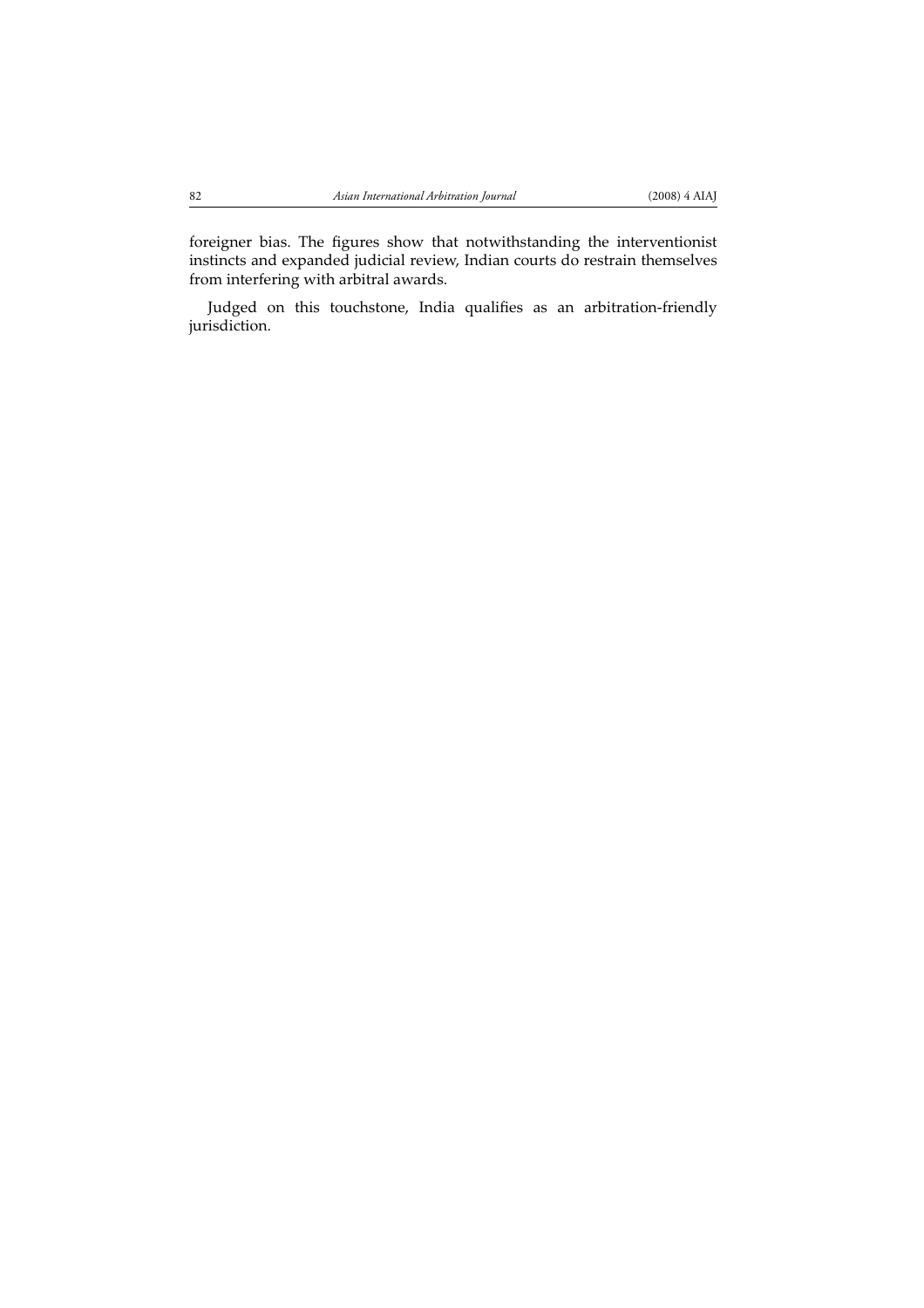foreigner bias. The figures show that notwithstanding the interventionist instincts and expanded judicial review, Indian courts do restrain themselves from interfering with arbitral awards.

Judged on this touchstone, India qualifies as an arbitration-friendly jurisdiction.